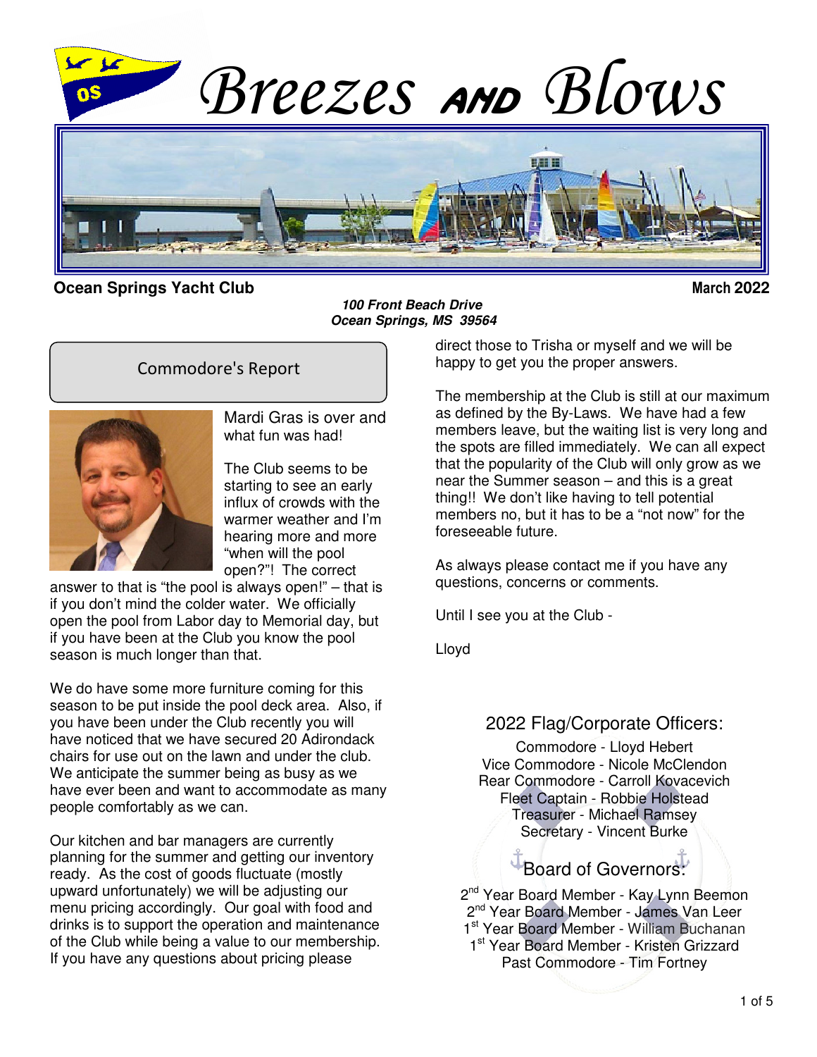# Breezes and Blows

**Ocean Springs Yacht Club** **March 2022**

***100 Front Beach Drive***
***Ocean Springs, MS 39564***

## Commodore's Report

Mardi Gras is over and what fun was had!

The Club seems to be starting to see an early influx of crowds with the warmer weather and I'm hearing more and more "when will the pool open?"! The correct answer to that is "the pool is always open!" – that is if you don't mind the colder water. We officially open the pool from Labor day to Memorial day, but if you have been at the Club you know the pool season is much longer than that.

We do have some more furniture coming for this season to be put inside the pool deck area. Also, if you have been under the Club recently you will have noticed that we have secured 20 Adirondack chairs for use out on the lawn and under the club. We anticipate the summer being as busy as we have ever been and want to accommodate as many people comfortably as we can.

Our kitchen and bar managers are currently planning for the summer and getting our inventory ready. As the cost of goods fluctuate (mostly upward unfortunately) we will be adjusting our menu pricing accordingly. Our goal with food and drinks is to support the operation and maintenance of the Club while being a value to our membership. If you have any questions about pricing please direct those to Trisha or myself and we will be happy to get you the proper answers.

The membership at the Club is still at our maximum as defined by the By-Laws. We have had a few members leave, but the waiting list is very long and the spots are filled immediately. We can all expect that the popularity of the Club will only grow as we near the Summer season – and this is a great thing!! We don't like having to tell potential members no, but it has to be a "not now" for the foreseeable future.

As always please contact me if you have any questions, concerns or comments.

Until I see you at the Club -

Lloyd

## 2022 Flag/Corporate Officers:

Commodore - Lloyd Hebert
Vice Commodore - Nicole McClendon
Rear Commodore - Carroll Kovacevich
Fleet Captain - Robbie Holstead
Treasurer - Michael Ramsey
Secretary - Vincent Burke

## Board of Governors:

2nd Year Board Member - Kay Lynn Beemon
2nd Year Board Member - James Van Leer
1st Year Board Member - William Buchanan
1st Year Board Member - Kristen Grizzard
Past Commodore - Tim Fortney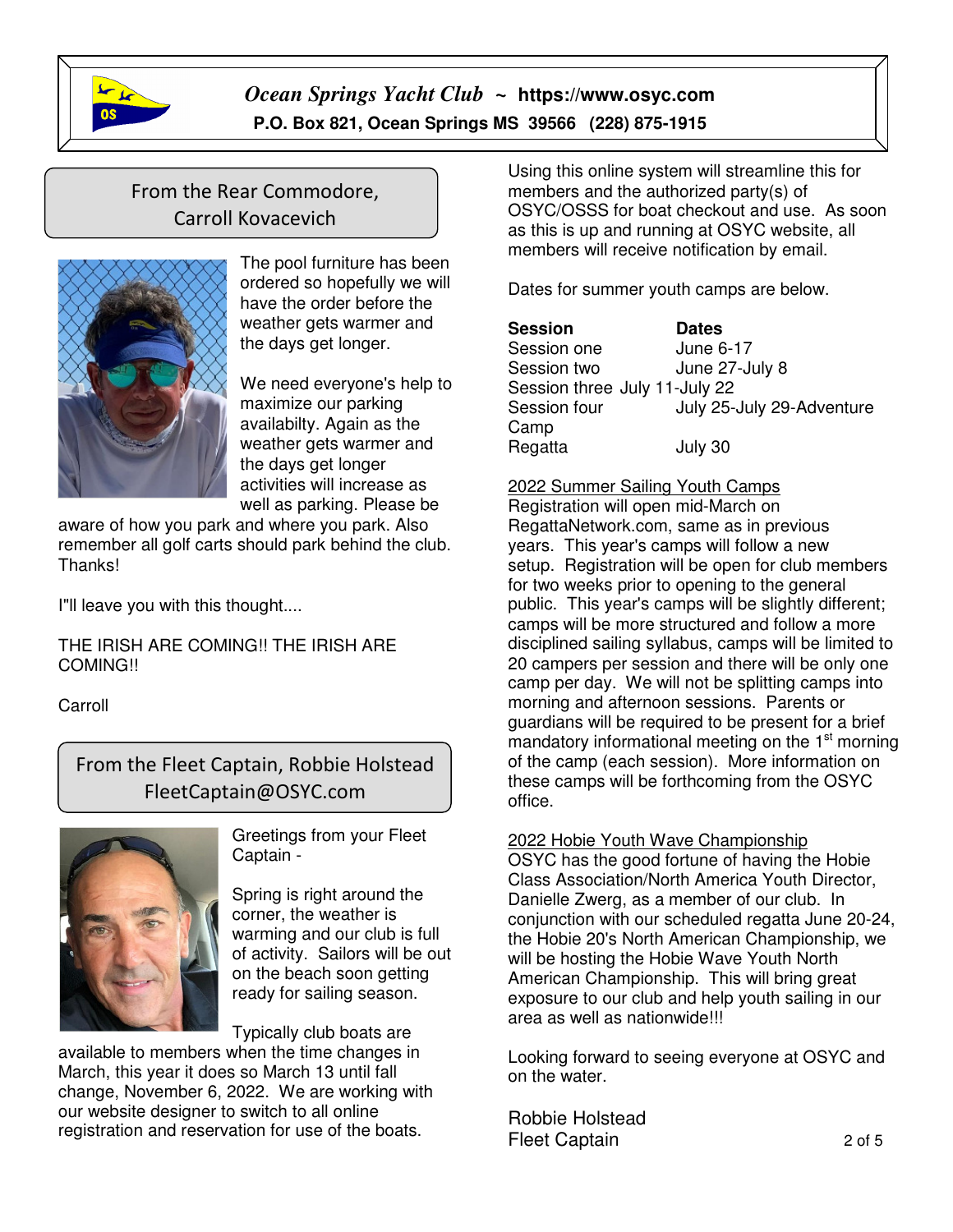*Ocean Springs Yacht Club* ~ **https://www.osyc.com**

**P.O. Box 821, Ocean Springs MS 39566 (228) 875-1915**

## From the Rear Commodore, Carroll Kovacevich

The pool furniture has been ordered so hopefully we will have the order before the weather gets warmer and the days get longer.

We need everyone's help to maximize our parking availabilty. Again as the weather gets warmer and the days get longer activities will increase as well as parking. Please be aware of how you park and where you park. Also remember all golf carts should park behind the club. Thanks!

I"ll leave you with this thought....

THE IRISH ARE COMING!! THE IRISH ARE COMING!!

Carroll

## From the Fleet Captain, Robbie Holstead FleetCaptain@OSYC.com

Greetings from your Fleet Captain -

Spring is right around the corner, the weather is warming and our club is full of activity. Sailors will be out on the beach soon getting ready for sailing season.

Typically club boats are available to members when the time changes in March, this year it does so March 13 until fall change, November 6, 2022. We are working with our website designer to switch to all online registration and reservation for use of the boats. Using this online system will streamline this for members and the authorized party(s) of OSYC/OSSS for boat checkout and use. As soon as this is up and running at OSYC website, all members will receive notification by email.

Dates for summer youth camps are below.

| **Session** | **Dates** |
| --- | --- |
| Session one | June 6-17 |
| Session two | June 27-July 8 |
| Session three | July 11-July 22 |
| Session four | July 25-July 29-Adventure Camp |
| Regatta | July 30 |

2022 Summer Sailing Youth Camps
Registration will open mid-March on RegattaNetwork.com, same as in previous years. This year's camps will follow a new setup. Registration will be open for club members for two weeks prior to opening to the general public. This year's camps will be slightly different; camps will be more structured and follow a more disciplined sailing syllabus, camps will be limited to 20 campers per session and there will be only one camp per day. We will not be splitting camps into morning and afternoon sessions. Parents or guardians will be required to be present for a brief mandatory informational meeting on the 1st morning of the camp (each session). More information on these camps will be forthcoming from the OSYC office.

2022 Hobie Youth Wave Championship
OSYC has the good fortune of having the Hobie Class Association/North America Youth Director, Danielle Zwerg, as a member of our club. In conjunction with our scheduled regatta June 20-24, the Hobie 20's North American Championship, we will be hosting the Hobie Wave Youth North American Championship. This will bring great exposure to our club and help youth sailing in our area as well as nationwide!!!

Looking forward to seeing everyone at OSYC and on the water.

Robbie Holstead
Fleet Captain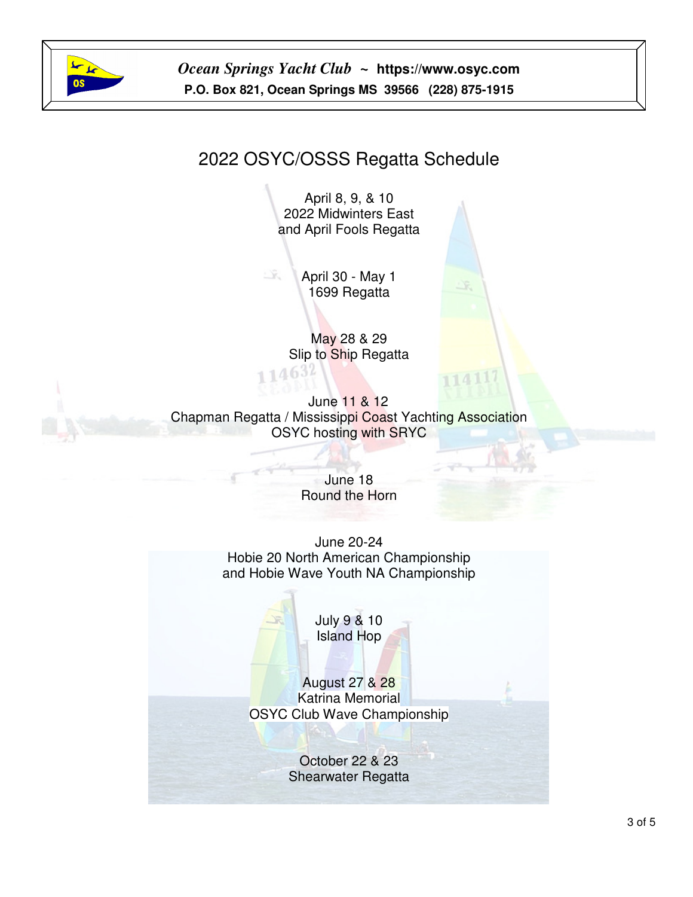*Ocean Springs Yacht Club* ~ **https://www.osyc.com**
**P.O. Box 821, Ocean Springs MS 39566 (228) 875-1915**

# 2022 OSYC/OSSS Regatta Schedule

April 8, 9, & 10
2022 Midwinters East
and April Fools Regatta

April 30 - May 1
1699 Regatta

May 28 & 29
Slip to Ship Regatta

June 11 & 12
Chapman Regatta / Mississippi Coast Yachting Association
OSYC hosting with SRYC

June 18
Round the Horn

June 20-24
Hobie 20 North American Championship
and Hobie Wave Youth NA Championship

July 9 & 10
Island Hop

August 27 & 28
Katrina Memorial
OSYC Club Wave Championship

October 22 & 23
Shearwater Regatta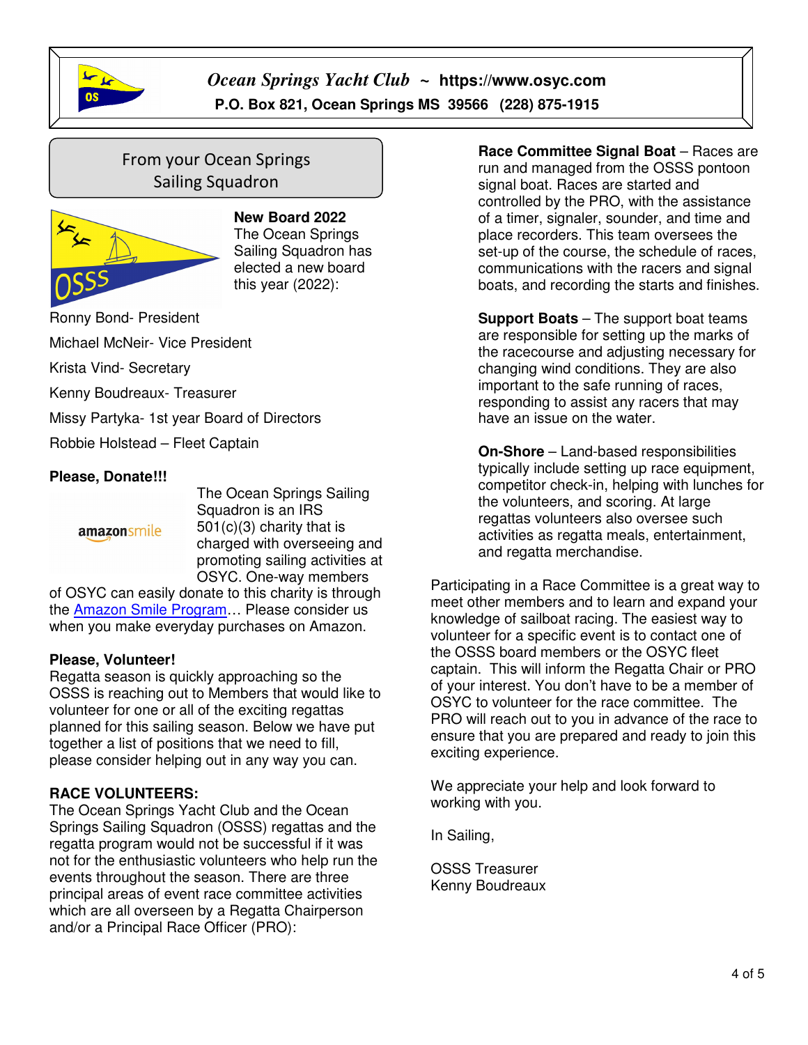*Ocean Springs Yacht Club* ~ **https://www.osyc.com**

**P.O. Box 821, Ocean Springs MS 39566 (228) 875-1915**

## From your Ocean Springs Sailing Squadron

**New Board 2022**

The Ocean Springs Sailing Squadron has elected a new board this year (2022):

Ronny Bond- President

Michael McNeir- Vice President

Krista Vind- Secretary

Kenny Boudreaux- Treasurer

Missy Partyka- 1st year Board of Directors

Robbie Holstead – Fleet Captain

**Please, Donate!!!**

The Ocean Springs Sailing Squadron is an IRS 501(c)(3) charity that is charged with overseeing and promoting sailing activities at OSYC. One-way members of OSYC can easily donate to this charity is through the Amazon Smile Program… Please consider us when you make everyday purchases on Amazon.

**Please, Volunteer!**

Regatta season is quickly approaching so the OSSS is reaching out to Members that would like to volunteer for one or all of the exciting regattas planned for this sailing season. Below we have put together a list of positions that we need to fill, please consider helping out in any way you can.

**RACE VOLUNTEERS:**

The Ocean Springs Yacht Club and the Ocean Springs Sailing Squadron (OSSS) regattas and the regatta program would not be successful if it was not for the enthusiastic volunteers who help run the events throughout the season. There are three principal areas of event race committee activities which are all overseen by a Regatta Chairperson and/or a Principal Race Officer (PRO):

**Race Committee Signal Boat** – Races are run and managed from the OSSS pontoon signal boat. Races are started and controlled by the PRO, with the assistance of a timer, signaler, sounder, and time and place recorders. This team oversees the set-up of the course, the schedule of races, communications with the racers and signal boats, and recording the starts and finishes.

**Support Boats** – The support boat teams are responsible for setting up the marks of the racecourse and adjusting necessary for changing wind conditions. They are also important to the safe running of races, responding to assist any racers that may have an issue on the water.

**On-Shore** – Land-based responsibilities typically include setting up race equipment, competitor check-in, helping with lunches for the volunteers, and scoring. At large regattas volunteers also oversee such activities as regatta meals, entertainment, and regatta merchandise.

Participating in a Race Committee is a great way to meet other members and to learn and expand your knowledge of sailboat racing. The easiest way to volunteer for a specific event is to contact one of the OSSS board members or the OSYC fleet captain. This will inform the Regatta Chair or PRO of your interest. You don't have to be a member of OSYC to volunteer for the race committee. The PRO will reach out to you in advance of the race to ensure that you are prepared and ready to join this exciting experience.

We appreciate your help and look forward to working with you.

In Sailing,

OSSS Treasurer
Kenny Boudreaux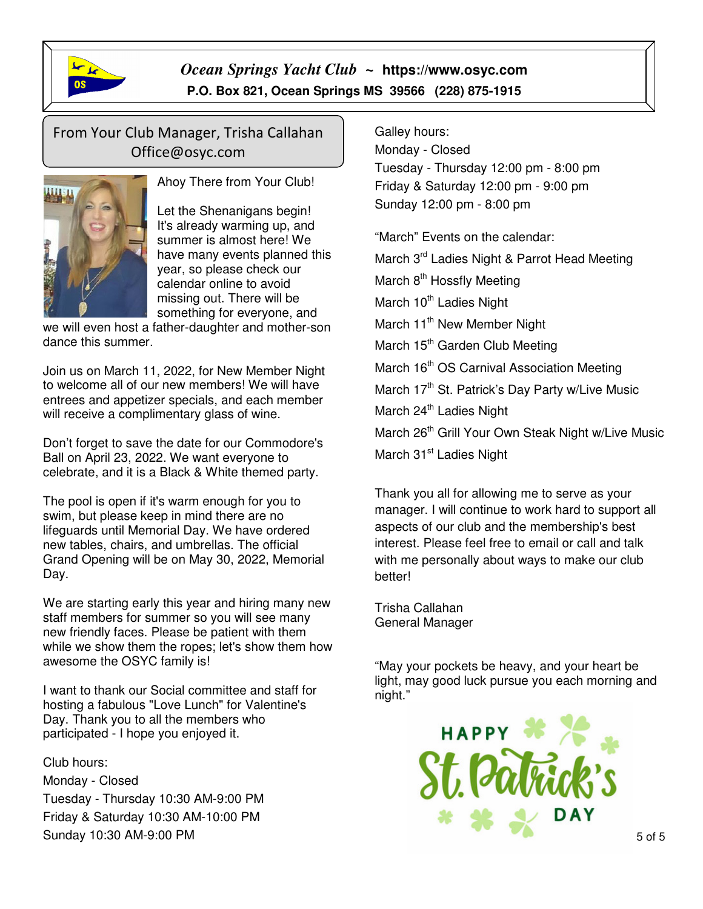***Ocean Springs Yacht Club*** **~ https://www.osyc.com**
**P.O. Box 821, Ocean Springs MS 39566 (228) 875-1915**

## From Your Club Manager, Trisha Callahan
Office@osyc.com

Ahoy There from Your Club!

Let the Shenanigans begin! It's already warming up, and summer is almost here! We have many events planned this year, so please check our calendar online to avoid missing out. There will be something for everyone, and we will even host a father-daughter and mother-son dance this summer.

Join us on March 11, 2022, for New Member Night to welcome all of our new members! We will have entrees and appetizer specials, and each member will receive a complimentary glass of wine.

Don't forget to save the date for our Commodore's Ball on April 23, 2022. We want everyone to celebrate, and it is a Black & White themed party.

The pool is open if it's warm enough for you to swim, but please keep in mind there are no lifeguards until Memorial Day. We have ordered new tables, chairs, and umbrellas. The official Grand Opening will be on May 30, 2022, Memorial Day.

We are starting early this year and hiring many new staff members for summer so you will see many new friendly faces. Please be patient with them while we show them the ropes; let's show them how awesome the OSYC family is!

I want to thank our Social committee and staff for hosting a fabulous "Love Lunch" for Valentine's Day. Thank you to all the members who participated - I hope you enjoyed it.

Club hours:
Monday - Closed
Tuesday - Thursday 10:30 AM-9:00 PM
Friday & Saturday 10:30 AM-10:00 PM
Sunday 10:30 AM-9:00 PM

Galley hours:
Monday - Closed
Tuesday - Thursday 12:00 pm - 8:00 pm
Friday & Saturday 12:00 pm - 9:00 pm
Sunday 12:00 pm - 8:00 pm

"March" Events on the calendar:
March 3rd Ladies Night & Parrot Head Meeting
March 8th Hossfly Meeting
March 10th Ladies Night
March 11th New Member Night
March 15th Garden Club Meeting
March 16th OS Carnival Association Meeting
March 17th St. Patrick's Day Party w/Live Music
March 24th Ladies Night
March 26th Grill Your Own Steak Night w/Live Music
March 31st Ladies Night

Thank you all for allowing me to serve as your manager. I will continue to work hard to support all aspects of our club and the membership's best interest. Please feel free to email or call and talk with me personally about ways to make our club better!

Trisha Callahan
General Manager

"May your pockets be heavy, and your heart be light, may good luck pursue you each morning and night."

HAPPY St. Patrick's DAY